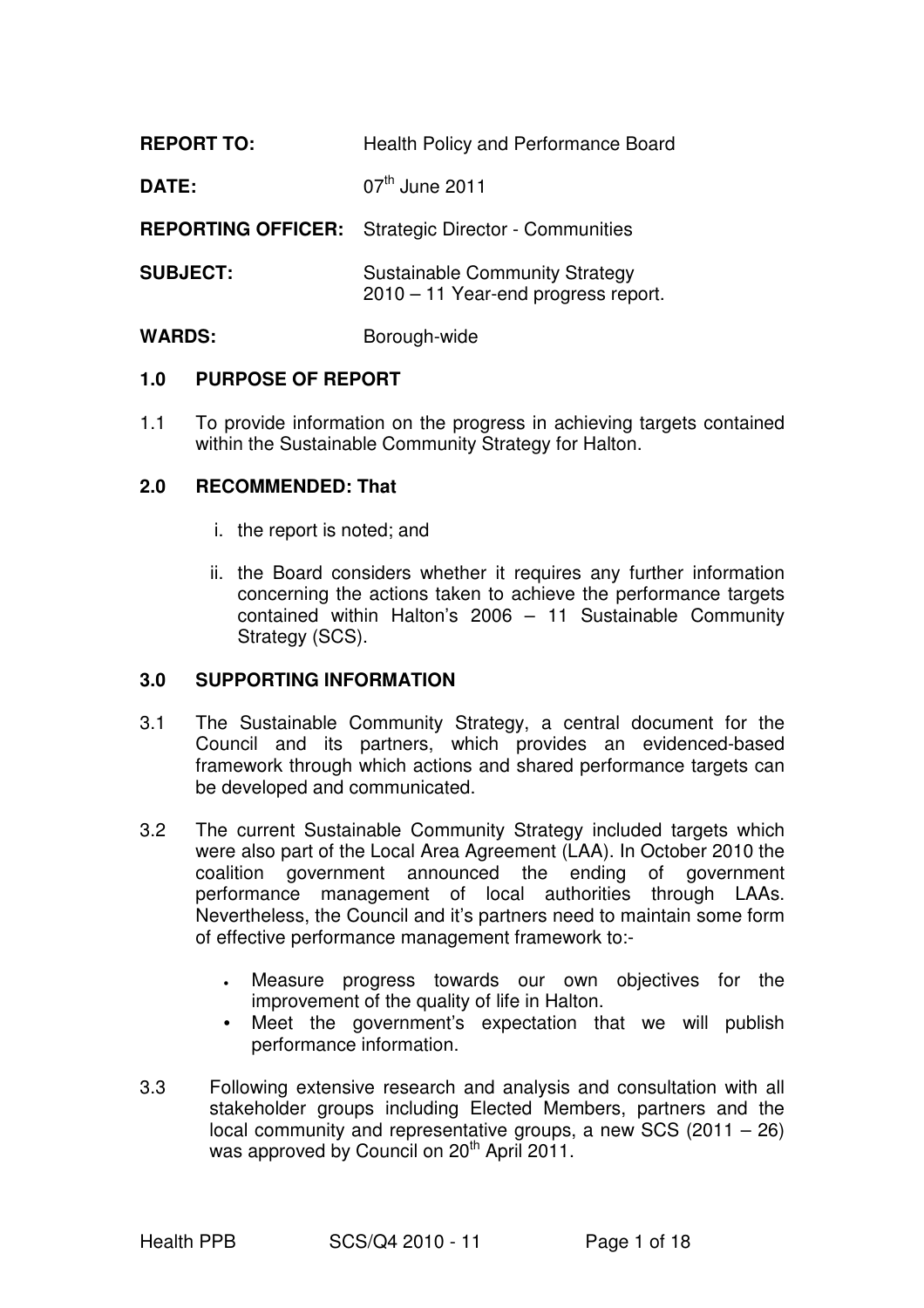| | |
|---|---|
| **REPORT TO:** | Health Policy and Performance Board |
| **DATE:** | 07th June 2011 |
| **REPORTING OFFICER:** | Strategic Director - Communities |
| **SUBJECT:** | Sustainable Community Strategy 2010 – 11 Year-end progress report. |
| **WARDS:** | Borough-wide |

## 1.0 PURPOSE OF REPORT

1.1 To provide information on the progress in achieving targets contained within the Sustainable Community Strategy for Halton.

## 2.0 RECOMMENDED: That

i. the report is noted; and

ii. the Board considers whether it requires any further information concerning the actions taken to achieve the performance targets contained within Halton's 2006 – 11 Sustainable Community Strategy (SCS).

## 3.0 SUPPORTING INFORMATION

3.1 The Sustainable Community Strategy, a central document for the Council and its partners, which provides an evidenced-based framework through which actions and shared performance targets can be developed and communicated.

3.2 The current Sustainable Community Strategy included targets which were also part of the Local Area Agreement (LAA). In October 2010 the coalition government announced the ending of government performance management of local authorities through LAAs. Nevertheless, the Council and it's partners need to maintain some form of effective performance management framework to:-

- Measure progress towards our own objectives for the improvement of the quality of life in Halton.
- Meet the government's expectation that we will publish performance information.

3.3 Following extensive research and analysis and consultation with all stakeholder groups including Elected Members, partners and the local community and representative groups, a new SCS (2011 – 26) was approved by Council on 20th April 2011.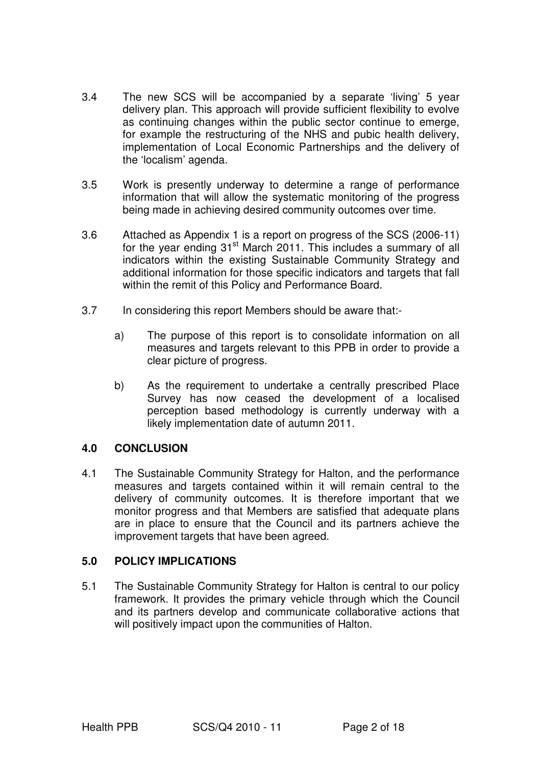3.4 The new SCS will be accompanied by a separate 'living' 5 year delivery plan. This approach will provide sufficient flexibility to evolve as continuing changes within the public sector continue to emerge, for example the restructuring of the NHS and pubic health delivery, implementation of Local Economic Partnerships and the delivery of the 'localism' agenda.

3.5 Work is presently underway to determine a range of performance information that will allow the systematic monitoring of the progress being made in achieving desired community outcomes over time.

3.6 Attached as Appendix 1 is a report on progress of the SCS (2006-11) for the year ending 31st March 2011. This includes a summary of all indicators within the existing Sustainable Community Strategy and additional information for those specific indicators and targets that fall within the remit of this Policy and Performance Board.

3.7 In considering this report Members should be aware that:-

a) The purpose of this report is to consolidate information on all measures and targets relevant to this PPB in order to provide a clear picture of progress.

b) As the requirement to undertake a centrally prescribed Place Survey has now ceased the development of a localised perception based methodology is currently underway with a likely implementation date of autumn 2011.

## 4.0 CONCLUSION

4.1 The Sustainable Community Strategy for Halton, and the performance measures and targets contained within it will remain central to the delivery of community outcomes. It is therefore important that we monitor progress and that Members are satisfied that adequate plans are in place to ensure that the Council and its partners achieve the improvement targets that have been agreed.

## 5.0 POLICY IMPLICATIONS

5.1 The Sustainable Community Strategy for Halton is central to our policy framework. It provides the primary vehicle through which the Council and its partners develop and communicate collaborative actions that will positively impact upon the communities of Halton.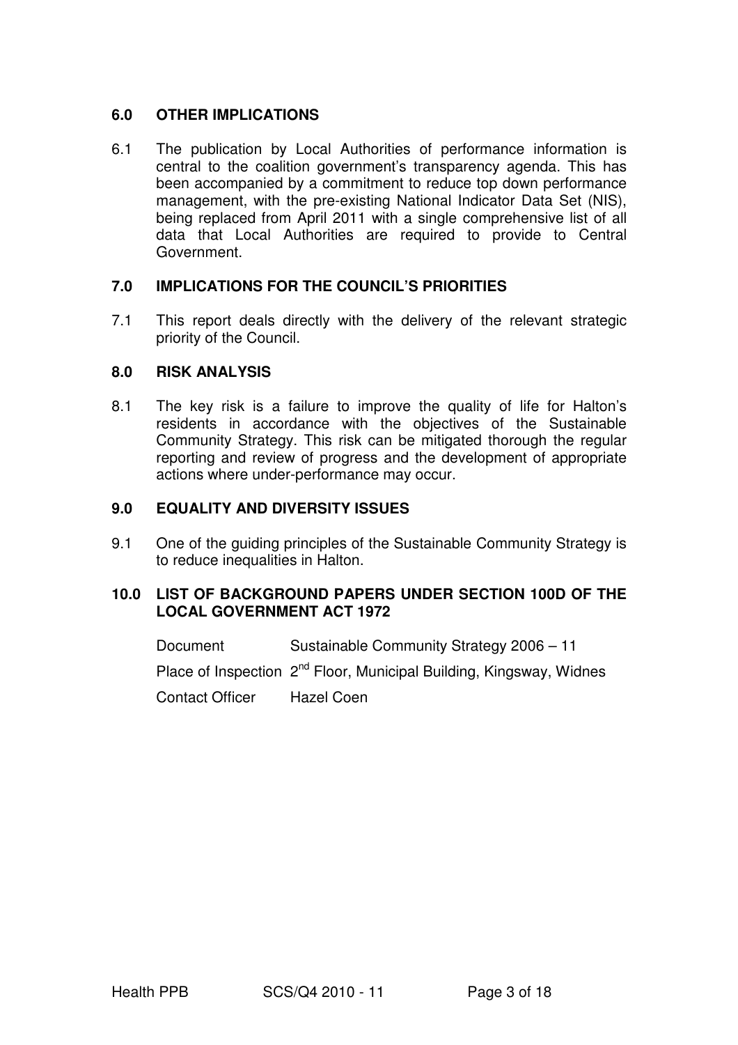## 6.0 OTHER IMPLICATIONS

6.1 The publication by Local Authorities of performance information is central to the coalition government's transparency agenda. This has been accompanied by a commitment to reduce top down performance management, with the pre-existing National Indicator Data Set (NIS), being replaced from April 2011 with a single comprehensive list of all data that Local Authorities are required to provide to Central Government.

## 7.0 IMPLICATIONS FOR THE COUNCIL'S PRIORITIES

7.1 This report deals directly with the delivery of the relevant strategic priority of the Council.

## 8.0 RISK ANALYSIS

8.1 The key risk is a failure to improve the quality of life for Halton's residents in accordance with the objectives of the Sustainable Community Strategy. This risk can be mitigated thorough the regular reporting and review of progress and the development of appropriate actions where under-performance may occur.

## 9.0 EQUALITY AND DIVERSITY ISSUES

9.1 One of the guiding principles of the Sustainable Community Strategy is to reduce inequalities in Halton.

## 10.0 LIST OF BACKGROUND PAPERS UNDER SECTION 100D OF THE LOCAL GOVERNMENT ACT 1972

| | |
|---|---|
| Document | Sustainable Community Strategy 2006 – 11 |
| Place of Inspection | 2nd Floor, Municipal Building, Kingsway, Widnes |
| Contact Officer | Hazel Coen |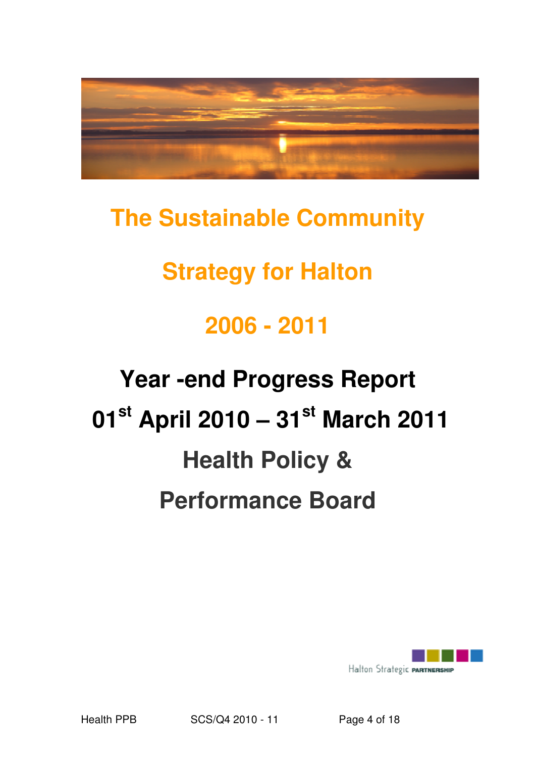# The Sustainable Community Strategy for Halton

# 2006 - 2011

## Year -end Progress Report

## 01st April 2010 – 31st March 2011

## Health Policy & Performance Board

Halton Strategic PARTNERSHIP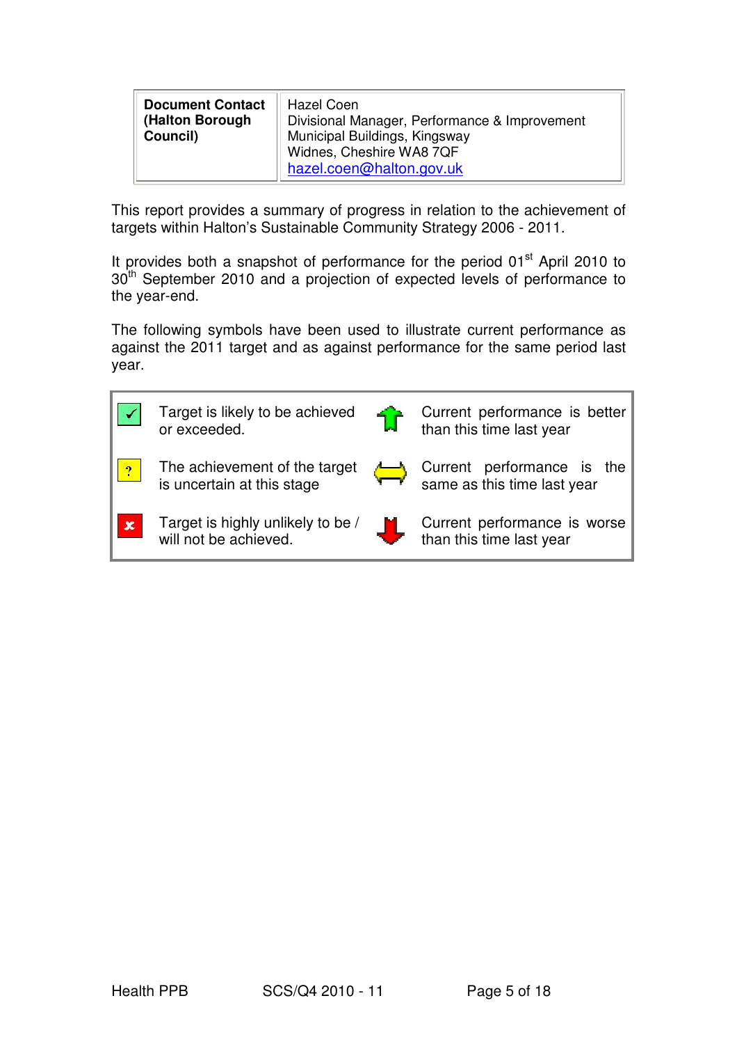| **Document Contact (Halton Borough Council)** | Hazel Coen<br>Divisional Manager, Performance & Improvement<br>Municipal Buildings, Kingsway<br>Widnes, Cheshire WA8 7QF<br>hazel.coen@halton.gov.uk |
|---|---|

This report provides a summary of progress in relation to the achievement of targets within Halton's Sustainable Community Strategy 2006 - 2011.

It provides both a snapshot of performance for the period 01st April 2010 to 30th September 2010 and a projection of expected levels of performance to the year-end.

The following symbols have been used to illustrate current performance as against the 2011 target and as against performance for the same period last year.

| Symbol | Meaning | Symbol | Meaning |
|---|---|---|---|
| ✓ (green) | Target is likely to be achieved or exceeded. | ↑ (green arrow) | Current performance is better than this time last year |
| ? (yellow) | The achievement of the target is uncertain at this stage | ⇔ (yellow arrow) | Current performance is the same as this time last year |
| ✗ (red) | Target is highly unlikely to be / will not be achieved. | ↓ (red arrow) | Current performance is worse than this time last year |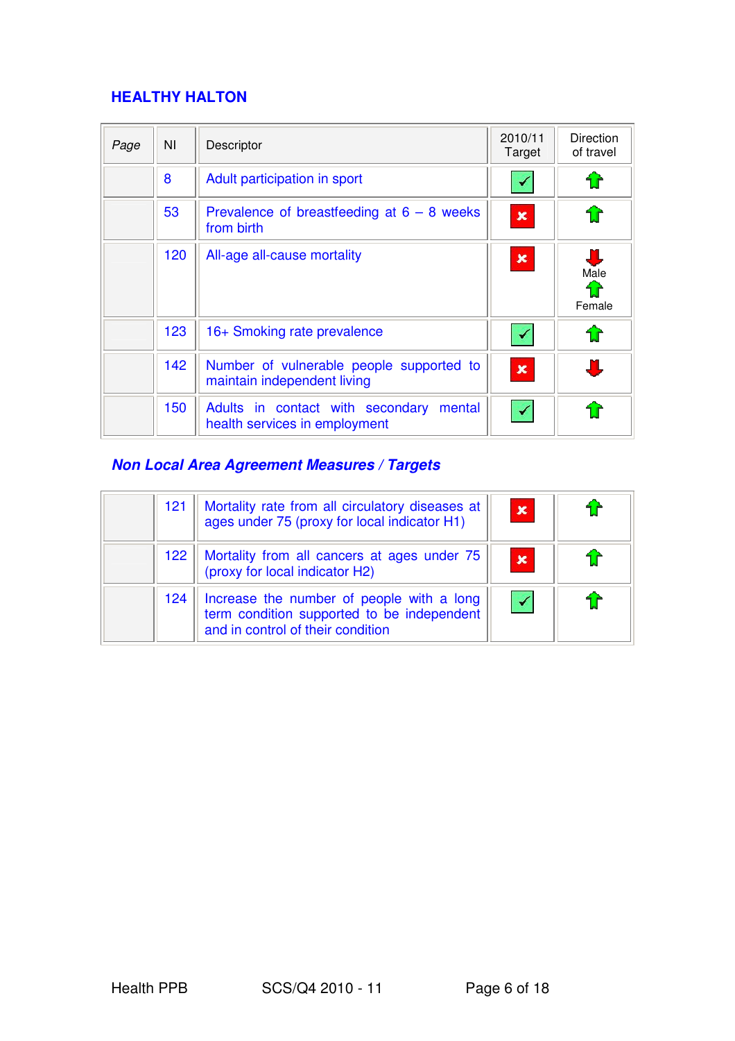## HEALTHY HALTON

| *Page* | NI | Descriptor | 2010/11 Target | Direction of travel |
|---|---|---|---|---|
| | 8 | Adult participation in sport | ✓ | ⇧ |
| | 53 | Prevalence of breastfeeding at 6 – 8 weeks from birth | ✗ | ⇧ |
| | 120 | All-age all-cause mortality | ✗ | ⇩ Male ⇧ Female |
| | 123 | 16+ Smoking rate prevalence | ✓ | ⇧ |
| | 142 | Number of vulnerable people supported to maintain independent living | ✗ | ⇩ |
| | 150 | Adults in contact with secondary mental health services in employment | ✓ | ⇧ |

### *Non Local Area Agreement Measures / Targets*

| | | | | |
|---|---|---|---|---|
| | 121 | Mortality rate from all circulatory diseases at ages under 75 (proxy for local indicator H1) | ✗ | ⇧ |
| | 122 | Mortality from all cancers at ages under 75 (proxy for local indicator H2) | ✗ | ⇧ |
| | 124 | Increase the number of people with a long term condition supported to be independent and in control of their condition | ✓ | ⇧ |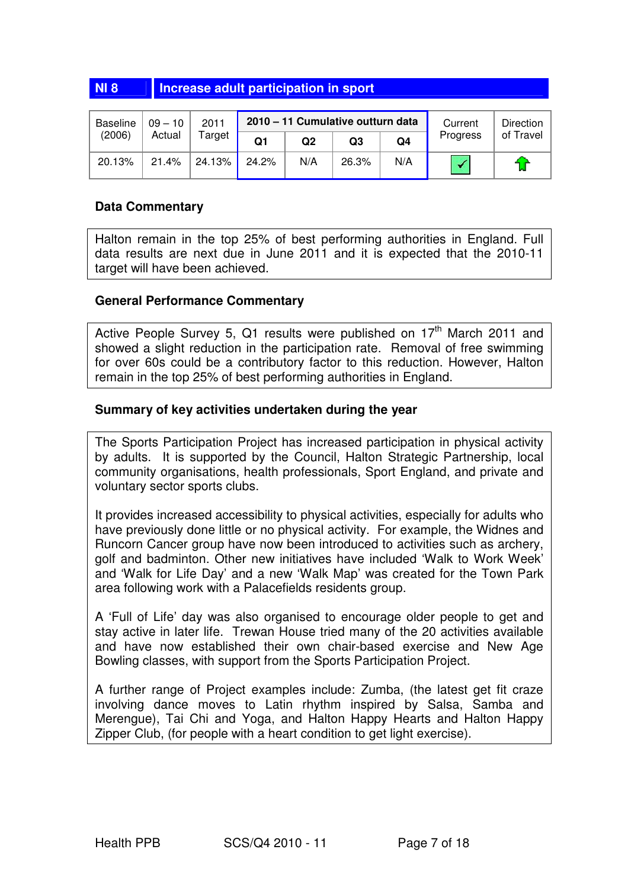## NI 8 Increase adult participation in sport

| Baseline (2006) | 09 – 10 Actual | 2011 Target | 2010 – 11 Cumulative outturn data | | | | Current Progress | Direction of Travel |
|---|---|---|---|---|---|---|---|---|
| | | | Q1 | Q2 | Q3 | Q4 | | |
| 20.13% | 21.4% | 24.13% | 24.2% | N/A | 26.3% | N/A | ✓ | ↑ |

### Data Commentary

Halton remain in the top 25% of best performing authorities in England. Full data results are next due in June 2011 and it is expected that the 2010-11 target will have been achieved.

### General Performance Commentary

Active People Survey 5, Q1 results were published on 17th March 2011 and showed a slight reduction in the participation rate. Removal of free swimming for over 60s could be a contributory factor to this reduction. However, Halton remain in the top 25% of best performing authorities in England.

### Summary of key activities undertaken during the year

The Sports Participation Project has increased participation in physical activity by adults. It is supported by the Council, Halton Strategic Partnership, local community organisations, health professionals, Sport England, and private and voluntary sector sports clubs.

It provides increased accessibility to physical activities, especially for adults who have previously done little or no physical activity. For example, the Widnes and Runcorn Cancer group have now been introduced to activities such as archery, golf and badminton. Other new initiatives have included 'Walk to Work Week' and 'Walk for Life Day' and a new 'Walk Map' was created for the Town Park area following work with a Palacefields residents group.

A 'Full of Life' day was also organised to encourage older people to get and stay active in later life. Trewan House tried many of the 20 activities available and have now established their own chair-based exercise and New Age Bowling classes, with support from the Sports Participation Project.

A further range of Project examples include: Zumba, (the latest get fit craze involving dance moves to Latin rhythm inspired by Salsa, Samba and Merengue), Tai Chi and Yoga, and Halton Happy Hearts and Halton Happy Zipper Club, (for people with a heart condition to get light exercise).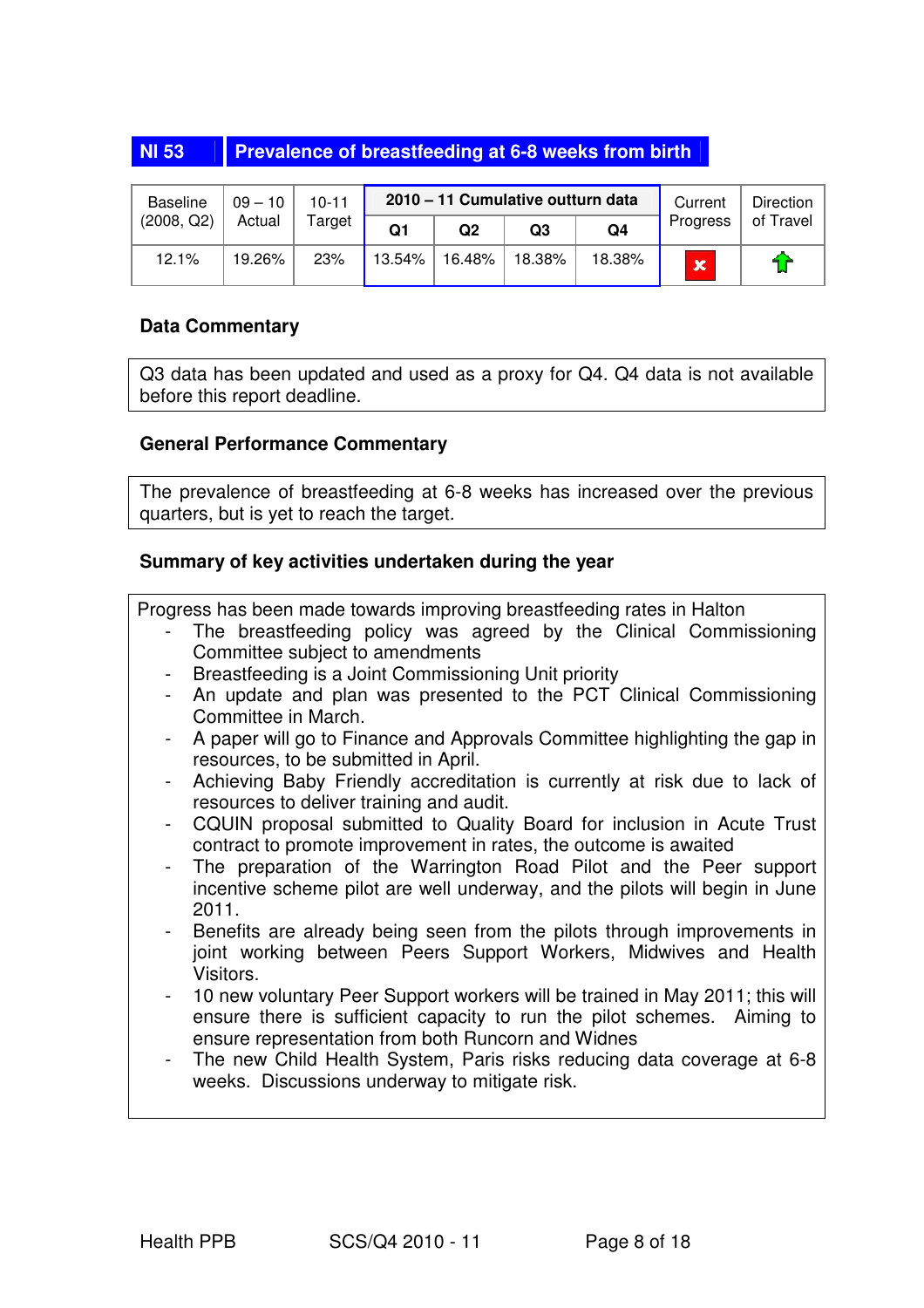## NI 53 Prevalence of breastfeeding at 6-8 weeks from birth

| Baseline (2008, Q2) | 09 – 10 Actual | 10-11 Target | 2010 – 11 Cumulative outturn data | | | | Current Progress | Direction of Travel |
|---|---|---|---|---|---|---|---|---|
| | | | Q1 | Q2 | Q3 | Q4 | | |
| 12.1% | 19.26% | 23% | 13.54% | 16.48% | 18.38% | 18.38% | ✗ | ↑ |

### Data Commentary

Q3 data has been updated and used as a proxy for Q4. Q4 data is not available before this report deadline.

### General Performance Commentary

The prevalence of breastfeeding at 6-8 weeks has increased over the previous quarters, but is yet to reach the target.

### Summary of key activities undertaken during the year

Progress has been made towards improving breastfeeding rates in Halton

- The breastfeeding policy was agreed by the Clinical Commissioning Committee subject to amendments
- Breastfeeding is a Joint Commissioning Unit priority
- An update and plan was presented to the PCT Clinical Commissioning Committee in March.
- A paper will go to Finance and Approvals Committee highlighting the gap in resources, to be submitted in April.
- Achieving Baby Friendly accreditation is currently at risk due to lack of resources to deliver training and audit.
- CQUIN proposal submitted to Quality Board for inclusion in Acute Trust contract to promote improvement in rates, the outcome is awaited
- The preparation of the Warrington Road Pilot and the Peer support incentive scheme pilot are well underway, and the pilots will begin in June 2011.
- Benefits are already being seen from the pilots through improvements in joint working between Peers Support Workers, Midwives and Health Visitors.
- 10 new voluntary Peer Support workers will be trained in May 2011; this will ensure there is sufficient capacity to run the pilot schemes. Aiming to ensure representation from both Runcorn and Widnes
- The new Child Health System, Paris risks reducing data coverage at 6-8 weeks. Discussions underway to mitigate risk.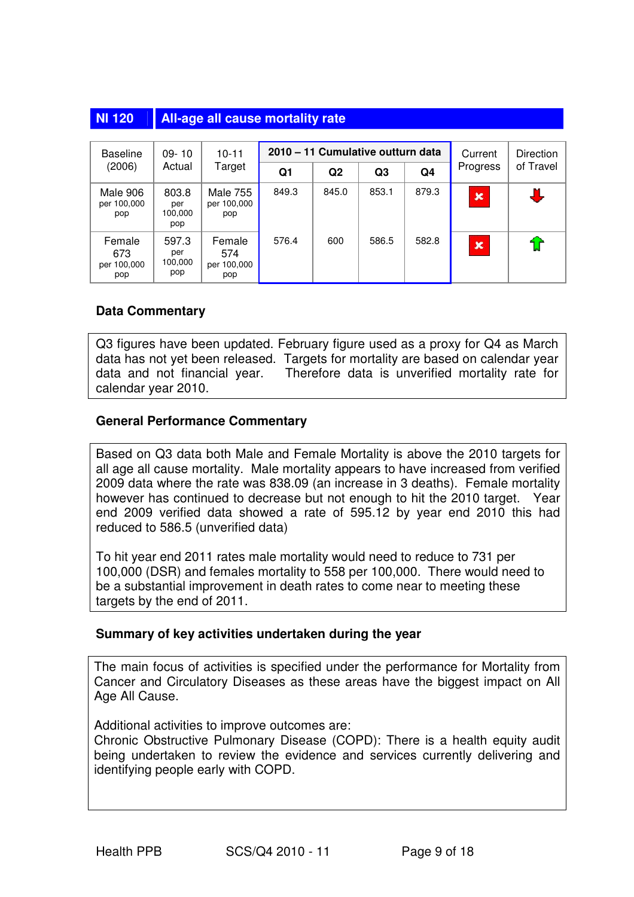## NI 120 All-age all cause mortality rate

| Baseline (2006) | 09- 10 Actual | 10-11 Target | 2010 – 11 Cumulative outturn data | | | | Current Progress | Direction of Travel |
|---|---|---|---|---|---|---|---|---|
| | | | Q1 | Q2 | Q3 | Q4 | | |
| Male 906 per 100,000 pop | 803.8 per 100,000 pop | Male 755 per 100,000 pop | 849.3 | 845.0 | 853.1 | 879.3 | ✗ | ⬇ |
| Female 673 per 100,000 pop | 597.3 per 100,000 pop | Female 574 per 100,000 pop | 576.4 | 600 | 586.5 | 582.8 | ✗ | ⬆ |

### Data Commentary

Q3 figures have been updated. February figure used as a proxy for Q4 as March data has not yet been released. Targets for mortality are based on calendar year data and not financial year. Therefore data is unverified mortality rate for calendar year 2010.

### General Performance Commentary

Based on Q3 data both Male and Female Mortality is above the 2010 targets for all age all cause mortality. Male mortality appears to have increased from verified 2009 data where the rate was 838.09 (an increase in 3 deaths). Female mortality however has continued to decrease but not enough to hit the 2010 target. Year end 2009 verified data showed a rate of 595.12 by year end 2010 this had reduced to 586.5 (unverified data)

To hit year end 2011 rates male mortality would need to reduce to 731 per 100,000 (DSR) and females mortality to 558 per 100,000. There would need to be a substantial improvement in death rates to come near to meeting these targets by the end of 2011.

### Summary of key activities undertaken during the year

The main focus of activities is specified under the performance for Mortality from Cancer and Circulatory Diseases as these areas have the biggest impact on All Age All Cause.

Additional activities to improve outcomes are:
Chronic Obstructive Pulmonary Disease (COPD): There is a health equity audit being undertaken to review the evidence and services currently delivering and identifying people early with COPD.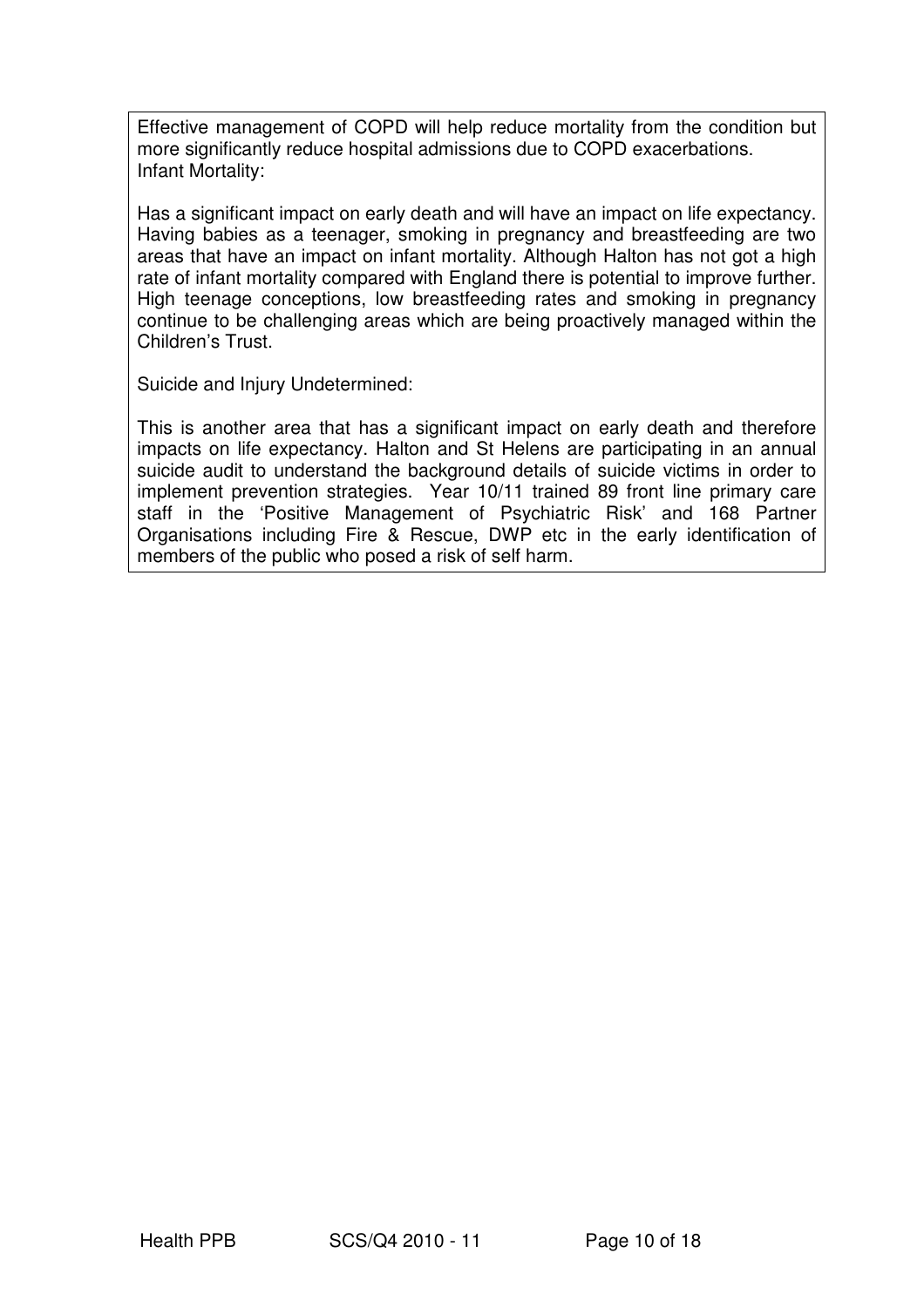Effective management of COPD will help reduce mortality from the condition but more significantly reduce hospital admissions due to COPD exacerbations.
Infant Mortality:

Has a significant impact on early death and will have an impact on life expectancy. Having babies as a teenager, smoking in pregnancy and breastfeeding are two areas that have an impact on infant mortality. Although Halton has not got a high rate of infant mortality compared with England there is potential to improve further. High teenage conceptions, low breastfeeding rates and smoking in pregnancy continue to be challenging areas which are being proactively managed within the Children's Trust.

Suicide and Injury Undetermined:

This is another area that has a significant impact on early death and therefore impacts on life expectancy. Halton and St Helens are participating in an annual suicide audit to understand the background details of suicide victims in order to implement prevention strategies. Year 10/11 trained 89 front line primary care staff in the 'Positive Management of Psychiatric Risk' and 168 Partner Organisations including Fire & Rescue, DWP etc in the early identification of members of the public who posed a risk of self harm.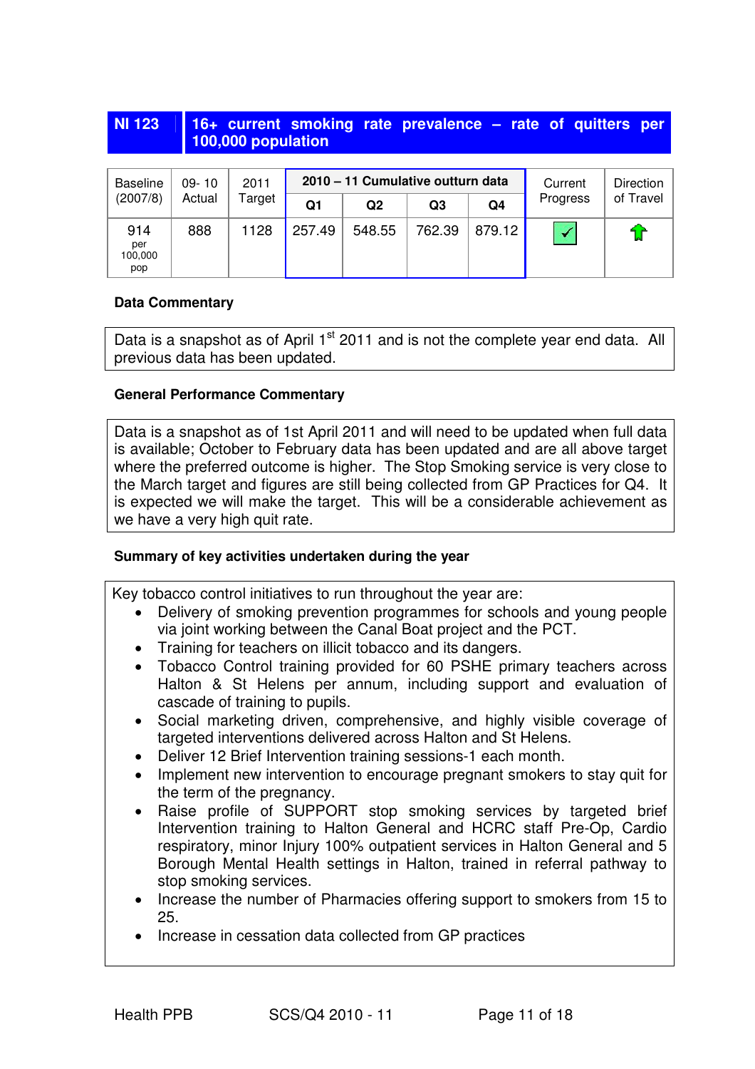| NI 123 | 16+ current smoking rate prevalence – rate of quitters per 100,000 population |
|---|---|

| Baseline (2007/8) | 09- 10 Actual | 2011 Target | 2010 – 11 Cumulative outturn data | | | | Current Progress | Direction of Travel |
|---|---|---|---|---|---|---|---|---|
| | | | Q1 | Q2 | Q3 | Q4 | | |
| 914 per 100,000 pop | 888 | 1128 | 257.49 | 548.55 | 762.39 | 879.12 | ✓ | ⇧ |

**Data Commentary**

Data is a snapshot as of April 1st 2011 and is not the complete year end data. All previous data has been updated.

**General Performance Commentary**

Data is a snapshot as of 1st April 2011 and will need to be updated when full data is available; October to February data has been updated and are all above target where the preferred outcome is higher. The Stop Smoking service is very close to the March target and figures are still being collected from GP Practices for Q4. It is expected we will make the target. This will be a considerable achievement as we have a very high quit rate.

**Summary of key activities undertaken during the year**

Key tobacco control initiatives to run throughout the year are:

- Delivery of smoking prevention programmes for schools and young people via joint working between the Canal Boat project and the PCT.
- Training for teachers on illicit tobacco and its dangers.
- Tobacco Control training provided for 60 PSHE primary teachers across Halton & St Helens per annum, including support and evaluation of cascade of training to pupils.
- Social marketing driven, comprehensive, and highly visible coverage of targeted interventions delivered across Halton and St Helens.
- Deliver 12 Brief Intervention training sessions-1 each month.
- Implement new intervention to encourage pregnant smokers to stay quit for the term of the pregnancy.
- Raise profile of SUPPORT stop smoking services by targeted brief Intervention training to Halton General and HCRC staff Pre-Op, Cardio respiratory, minor Injury 100% outpatient services in Halton General and 5 Borough Mental Health settings in Halton, trained in referral pathway to stop smoking services.
- Increase the number of Pharmacies offering support to smokers from 15 to 25.
- Increase in cessation data collected from GP practices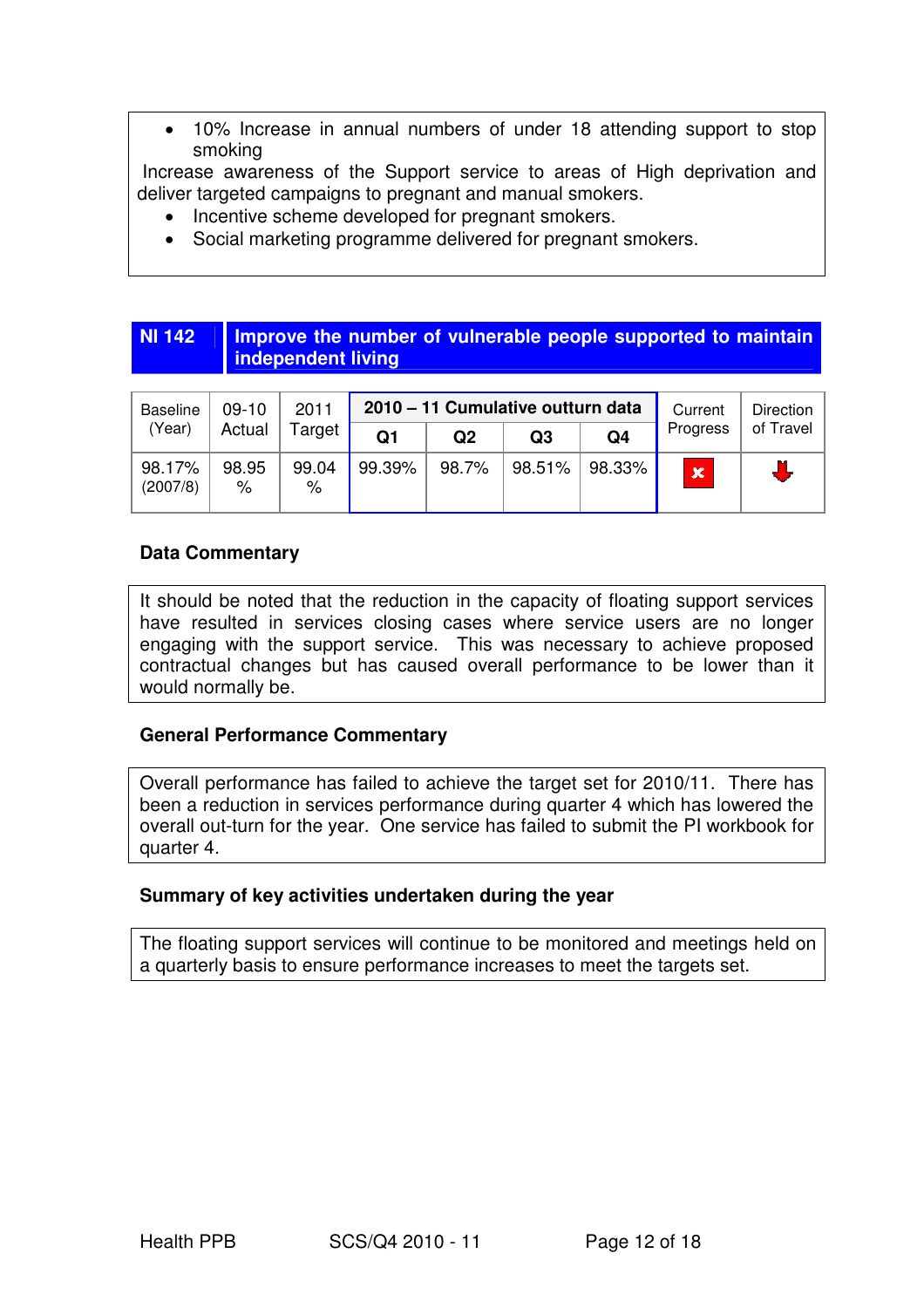- 10% Increase in annual numbers of under 18 attending support to stop smoking

Increase awareness of the Support service to areas of High deprivation and deliver targeted campaigns to pregnant and manual smokers.

- Incentive scheme developed for pregnant smokers.
- Social marketing programme delivered for pregnant smokers.

## NI 142 Improve the number of vulnerable people supported to maintain independent living

| Baseline (Year) | 09-10 Actual | 2011 Target | 2010 – 11 Cumulative outturn data | | | | Current Progress | Direction of Travel |
|---|---|---|---|---|---|---|---|---|
| | | | Q1 | Q2 | Q3 | Q4 | | |
| 98.17% (2007/8) | 98.95 % | 99.04 % | 99.39% | 98.7% | 98.51% | 98.33% | ✘ | ⬇ |

**Data Commentary**

It should be noted that the reduction in the capacity of floating support services have resulted in services closing cases where service users are no longer engaging with the support service. This was necessary to achieve proposed contractual changes but has caused overall performance to be lower than it would normally be.

**General Performance Commentary**

Overall performance has failed to achieve the target set for 2010/11. There has been a reduction in services performance during quarter 4 which has lowered the overall out-turn for the year. One service has failed to submit the PI workbook for quarter 4.

**Summary of key activities undertaken during the year**

The floating support services will continue to be monitored and meetings held on a quarterly basis to ensure performance increases to meet the targets set.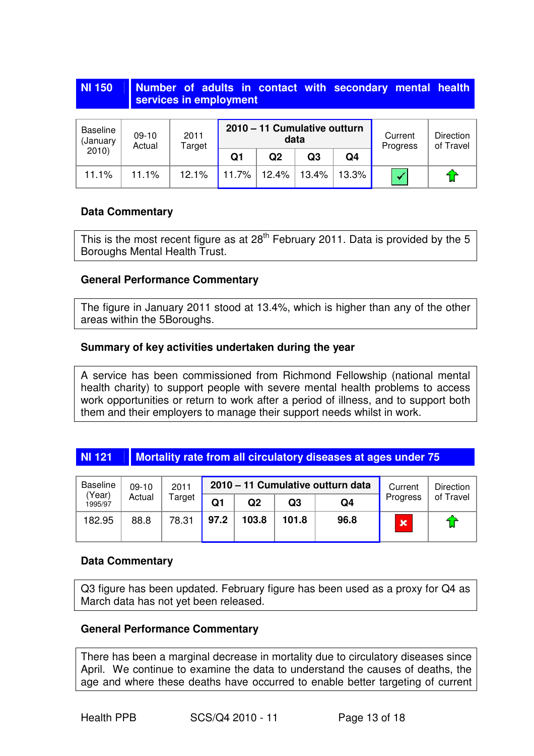## NI 150 | Number of adults in contact with secondary mental health services in employment

| Baseline (January 2010) | 09-10 Actual | 2011 Target | 2010 – 11 Cumulative outturn data | | | | Current Progress | Direction of Travel |
|---|---|---|---|---|---|---|---|---|
| | | | Q1 | Q2 | Q3 | Q4 | | |
| 11.1% | 11.1% | 12.1% | 11.7% | 12.4% | 13.4% | 13.3% | ✓ | ↑ |

### Data Commentary

This is the most recent figure as at 28th February 2011. Data is provided by the 5 Boroughs Mental Health Trust.

### General Performance Commentary

The figure in January 2011 stood at 13.4%, which is higher than any of the other areas within the 5Boroughs.

### Summary of key activities undertaken during the year

A service has been commissioned from Richmond Fellowship (national mental health charity) to support people with severe mental health problems to access work opportunities or return to work after a period of illness, and to support both them and their employers to manage their support needs whilst in work.

## NI 121 | Mortality rate from all circulatory diseases at ages under 75

| Baseline (Year) 1995/97 | 09-10 Actual | 2011 Target | 2010 – 11 Cumulative outturn data | | | | Current Progress | Direction of Travel |
|---|---|---|---|---|---|---|---|---|
| | | | Q1 | Q2 | Q3 | Q4 | | |
| 182.95 | 88.8 | 78.31 | **97.2** | **103.8** | **101.8** | **96.8** | ✗ | ↑ |

### Data Commentary

Q3 figure has been updated. February figure has been used as a proxy for Q4 as March data has not yet been released.

### General Performance Commentary

There has been a marginal decrease in mortality due to circulatory diseases since April. We continue to examine the data to understand the causes of deaths, the age and where these deaths have occurred to enable better targeting of current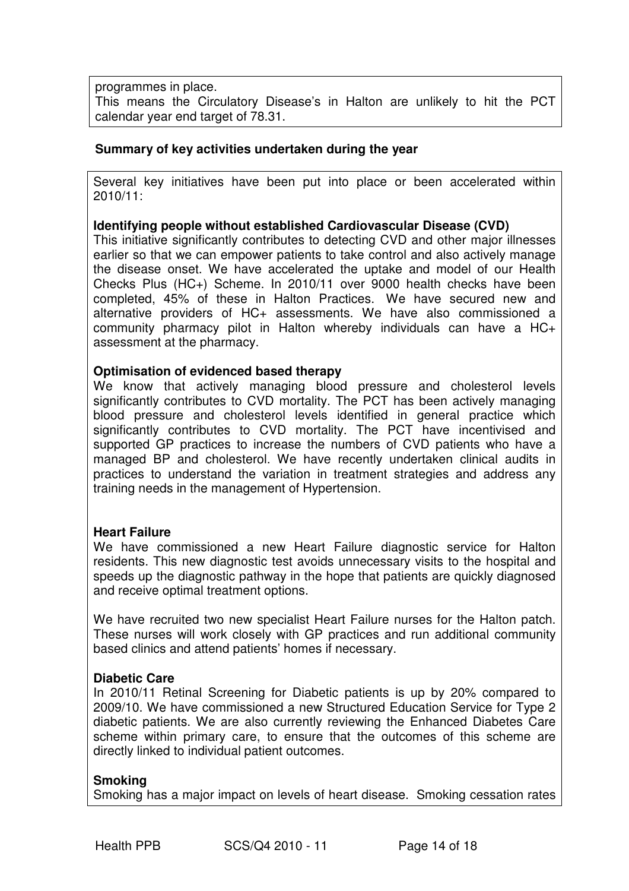programmes in place.
This means the Circulatory Disease's in Halton are unlikely to hit the PCT calendar year end target of 78.31.

**Summary of key activities undertaken during the year**

Several key initiatives have been put into place or been accelerated within 2010/11:

**Identifying people without established Cardiovascular Disease (CVD)**
This initiative significantly contributes to detecting CVD and other major illnesses earlier so that we can empower patients to take control and also actively manage the disease onset. We have accelerated the uptake and model of our Health Checks Plus (HC+) Scheme. In 2010/11 over 9000 health checks have been completed, 45% of these in Halton Practices. We have secured new and alternative providers of HC+ assessments. We have also commissioned a community pharmacy pilot in Halton whereby individuals can have a HC+ assessment at the pharmacy.

**Optimisation of evidenced based therapy**
We know that actively managing blood pressure and cholesterol levels significantly contributes to CVD mortality. The PCT has been actively managing blood pressure and cholesterol levels identified in general practice which significantly contributes to CVD mortality. The PCT have incentivised and supported GP practices to increase the numbers of CVD patients who have a managed BP and cholesterol. We have recently undertaken clinical audits in practices to understand the variation in treatment strategies and address any training needs in the management of Hypertension.

**Heart Failure**
We have commissioned a new Heart Failure diagnostic service for Halton residents. This new diagnostic test avoids unnecessary visits to the hospital and speeds up the diagnostic pathway in the hope that patients are quickly diagnosed and receive optimal treatment options.

We have recruited two new specialist Heart Failure nurses for the Halton patch. These nurses will work closely with GP practices and run additional community based clinics and attend patients' homes if necessary.

**Diabetic Care**
In 2010/11 Retinal Screening for Diabetic patients is up by 20% compared to 2009/10. We have commissioned a new Structured Education Service for Type 2 diabetic patients. We are also currently reviewing the Enhanced Diabetes Care scheme within primary care, to ensure that the outcomes of this scheme are directly linked to individual patient outcomes.

**Smoking**
Smoking has a major impact on levels of heart disease. Smoking cessation rates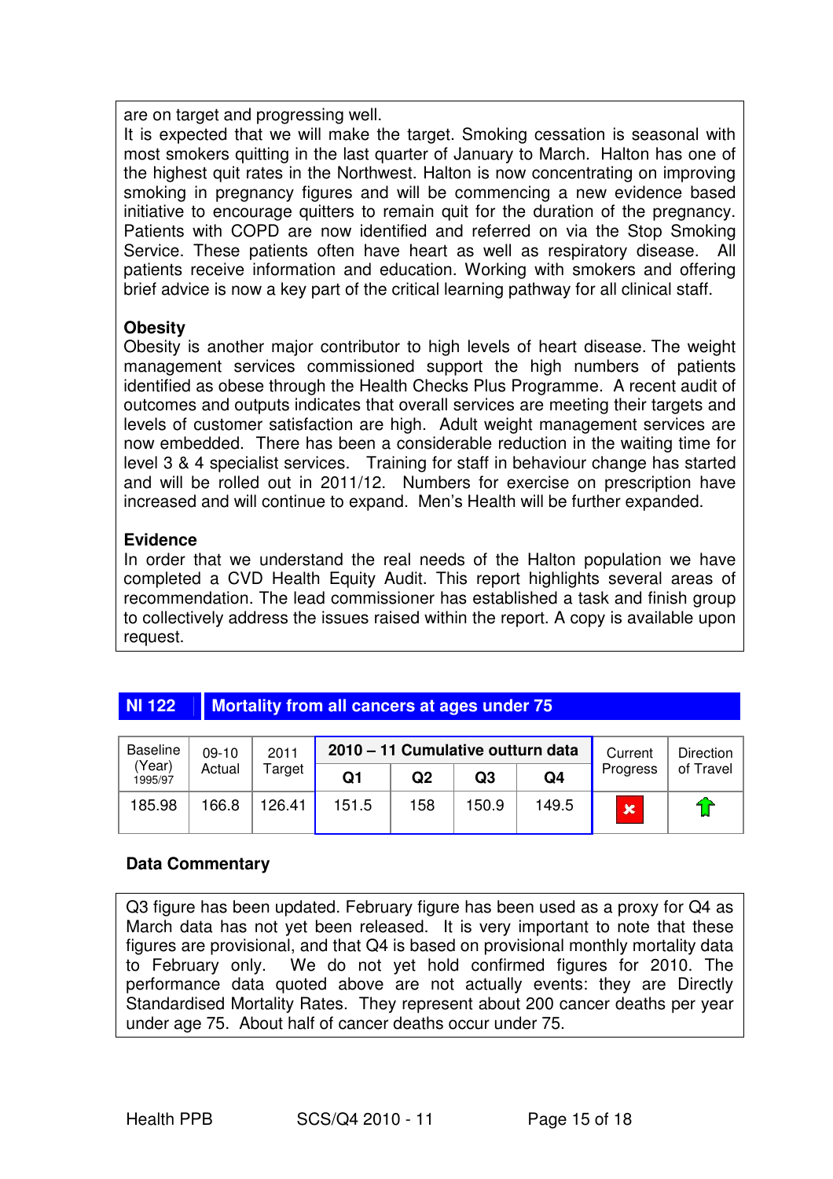are on target and progressing well.
It is expected that we will make the target. Smoking cessation is seasonal with most smokers quitting in the last quarter of January to March. Halton has one of the highest quit rates in the Northwest. Halton is now concentrating on improving smoking in pregnancy figures and will be commencing a new evidence based initiative to encourage quitters to remain quit for the duration of the pregnancy. Patients with COPD are now identified and referred on via the Stop Smoking Service. These patients often have heart as well as respiratory disease. All patients receive information and education. Working with smokers and offering brief advice is now a key part of the critical learning pathway for all clinical staff.

**Obesity**
Obesity is another major contributor to high levels of heart disease. The weight management services commissioned support the high numbers of patients identified as obese through the Health Checks Plus Programme. A recent audit of outcomes and outputs indicates that overall services are meeting their targets and levels of customer satisfaction are high. Adult weight management services are now embedded. There has been a considerable reduction in the waiting time for level 3 & 4 specialist services. Training for staff in behaviour change has started and will be rolled out in 2011/12. Numbers for exercise on prescription have increased and will continue to expand. Men's Health will be further expanded.

**Evidence**
In order that we understand the real needs of the Halton population we have completed a CVD Health Equity Audit. This report highlights several areas of recommendation. The lead commissioner has established a task and finish group to collectively address the issues raised within the report. A copy is available upon request.

## NI 122 Mortality from all cancers at ages under 75

| Baseline (Year) 1995/97 | 09-10 Actual | 2011 Target | 2010 – 11 Cumulative outturn data | | | | Current Progress | Direction of Travel |
|---|---|---|---|---|---|---|---|---|
| | | | Q1 | Q2 | Q3 | Q4 | | |
| 185.98 | 166.8 | 126.41 | 151.5 | 158 | 150.9 | 149.5 | ✗ | ↑ |

### Data Commentary

Q3 figure has been updated. February figure has been used as a proxy for Q4 as March data has not yet been released. It is very important to note that these figures are provisional, and that Q4 is based on provisional monthly mortality data to February only. We do not yet hold confirmed figures for 2010. The performance data quoted above are not actually events: they are Directly Standardised Mortality Rates. They represent about 200 cancer deaths per year under age 75. About half of cancer deaths occur under 75.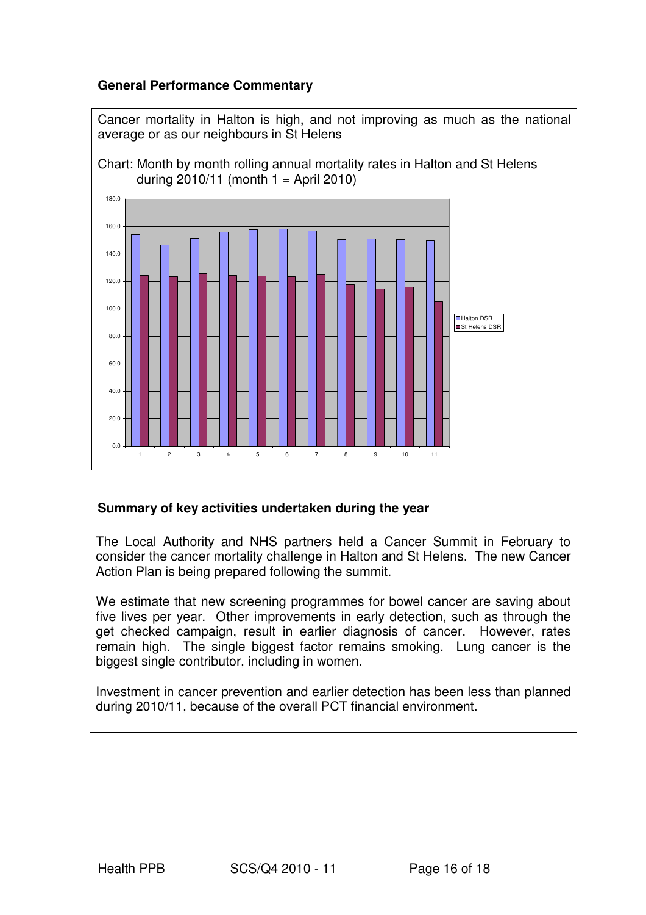### General Performance Commentary

Cancer mortality in Halton is high, and not improving as much as the national average or as our neighbours in St Helens

Chart: Month by month rolling annual mortality rates in Halton and St Helens during 2010/11 (month 1 = April 2010)

### Summary of key activities undertaken during the year

The Local Authority and NHS partners held a Cancer Summit in February to consider the cancer mortality challenge in Halton and St Helens. The new Cancer Action Plan is being prepared following the summit.

We estimate that new screening programmes for bowel cancer are saving about five lives per year. Other improvements in early detection, such as through the get checked campaign, result in earlier diagnosis of cancer. However, rates remain high. The single biggest factor remains smoking. Lung cancer is the biggest single contributor, including in women.

Investment in cancer prevention and earlier detection has been less than planned during 2010/11, because of the overall PCT financial environment.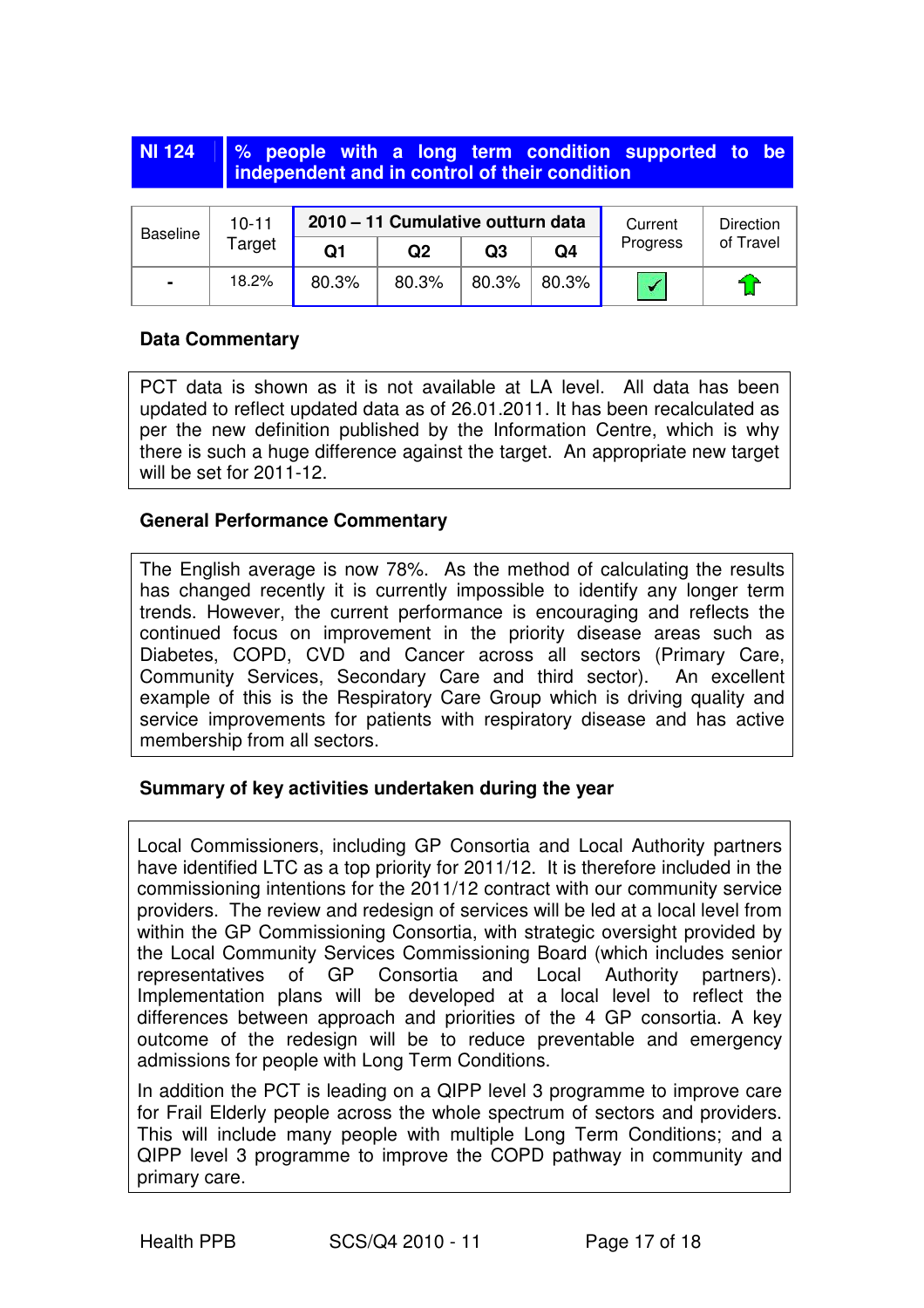## NI 124 — % people with a long term condition supported to be independent and in control of their condition

| Baseline | 10-11 Target | 2010 – 11 Cumulative outturn data | | | | Current Progress | Direction of Travel |
|---|---|---|---|---|---|---|---|
| | | Q1 | Q2 | Q3 | Q4 | | |
| - | 18.2% | 80.3% | 80.3% | 80.3% | 80.3% | ✓ | ⇧ |

**Data Commentary**

PCT data is shown as it is not available at LA level. All data has been updated to reflect updated data as of 26.01.2011. It has been recalculated as per the new definition published by the Information Centre, which is why there is such a huge difference against the target. An appropriate new target will be set for 2011-12.

**General Performance Commentary**

The English average is now 78%. As the method of calculating the results has changed recently it is currently impossible to identify any longer term trends. However, the current performance is encouraging and reflects the continued focus on improvement in the priority disease areas such as Diabetes, COPD, CVD and Cancer across all sectors (Primary Care, Community Services, Secondary Care and third sector). An excellent example of this is the Respiratory Care Group which is driving quality and service improvements for patients with respiratory disease and has active membership from all sectors.

**Summary of key activities undertaken during the year**

Local Commissioners, including GP Consortia and Local Authority partners have identified LTC as a top priority for 2011/12. It is therefore included in the commissioning intentions for the 2011/12 contract with our community service providers. The review and redesign of services will be led at a local level from within the GP Commissioning Consortia, with strategic oversight provided by the Local Community Services Commissioning Board (which includes senior representatives of GP Consortia and Local Authority partners). Implementation plans will be developed at a local level to reflect the differences between approach and priorities of the 4 GP consortia. A key outcome of the redesign will be to reduce preventable and emergency admissions for people with Long Term Conditions.

In addition the PCT is leading on a QIPP level 3 programme to improve care for Frail Elderly people across the whole spectrum of sectors and providers. This will include many people with multiple Long Term Conditions; and a QIPP level 3 programme to improve the COPD pathway in community and primary care.